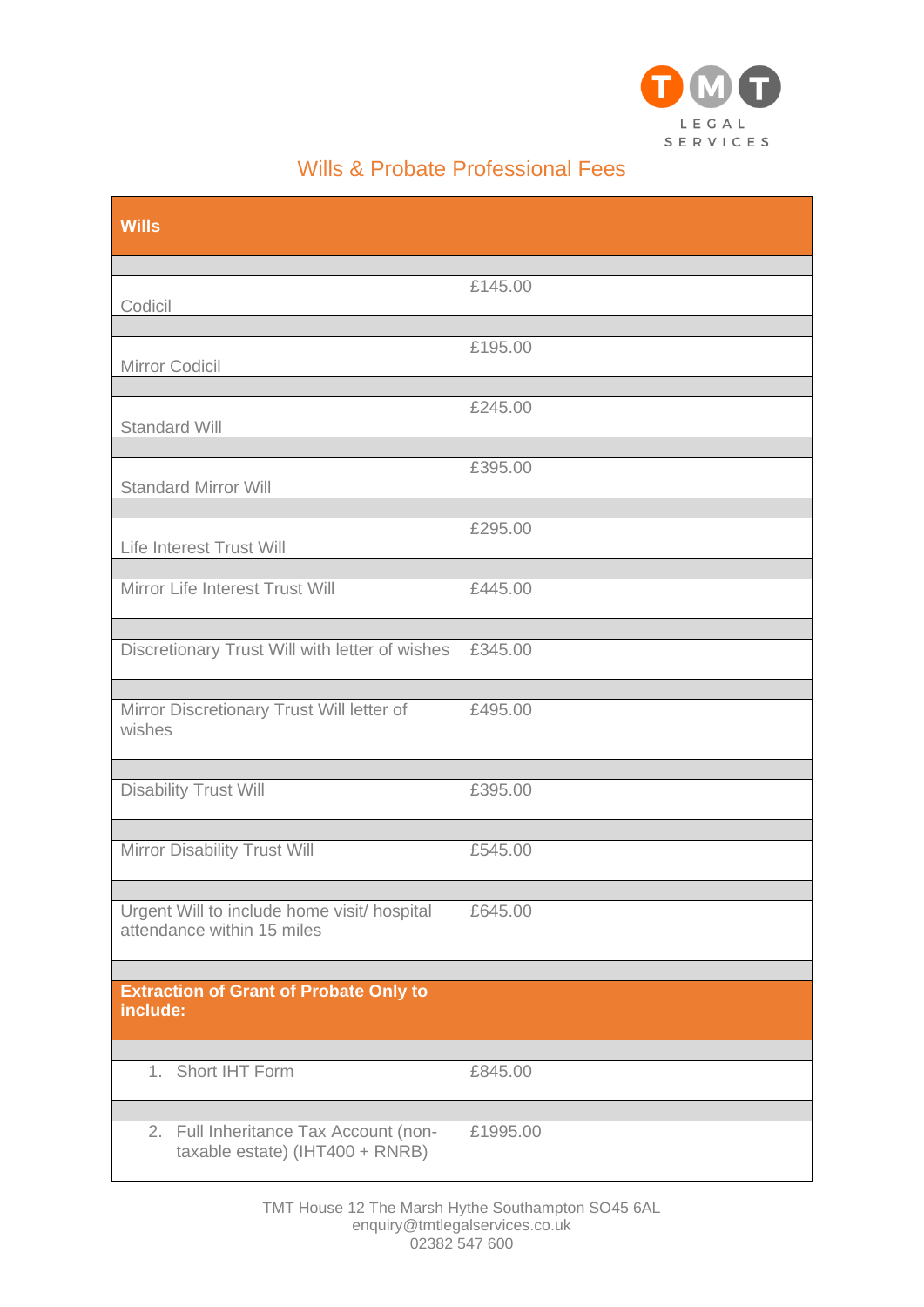TMT LEGAL SERVICES

# Wills & Probate Professional Fees

| Wills | |
|---|---|
| Codicil | £145.00 |
| Mirror Codicil | £195.00 |
| Standard Will | £245.00 |
| Standard Mirror Will | £395.00 |
| Life Interest Trust Will | £295.00 |
| Mirror Life Interest Trust Will | £445.00 |
| Discretionary Trust Will with letter of wishes | £345.00 |
| Mirror Discretionary Trust Will letter of wishes | £495.00 |
| Disability Trust Will | £395.00 |
| Mirror Disability Trust Will | £545.00 |
| Urgent Will to include home visit/ hospital attendance within 15 miles | £645.00 |
| **Extraction of Grant of Probate Only to include:** | |
| 1. Short IHT Form | £845.00 |
| 2. Full Inheritance Tax Account (non-taxable estate) (IHT400 + RNRB) | £1995.00 |

TMT House 12 The Marsh Hythe Southampton SO45 6AL
enquiry@tmtlegalservices.co.uk
02382 547 600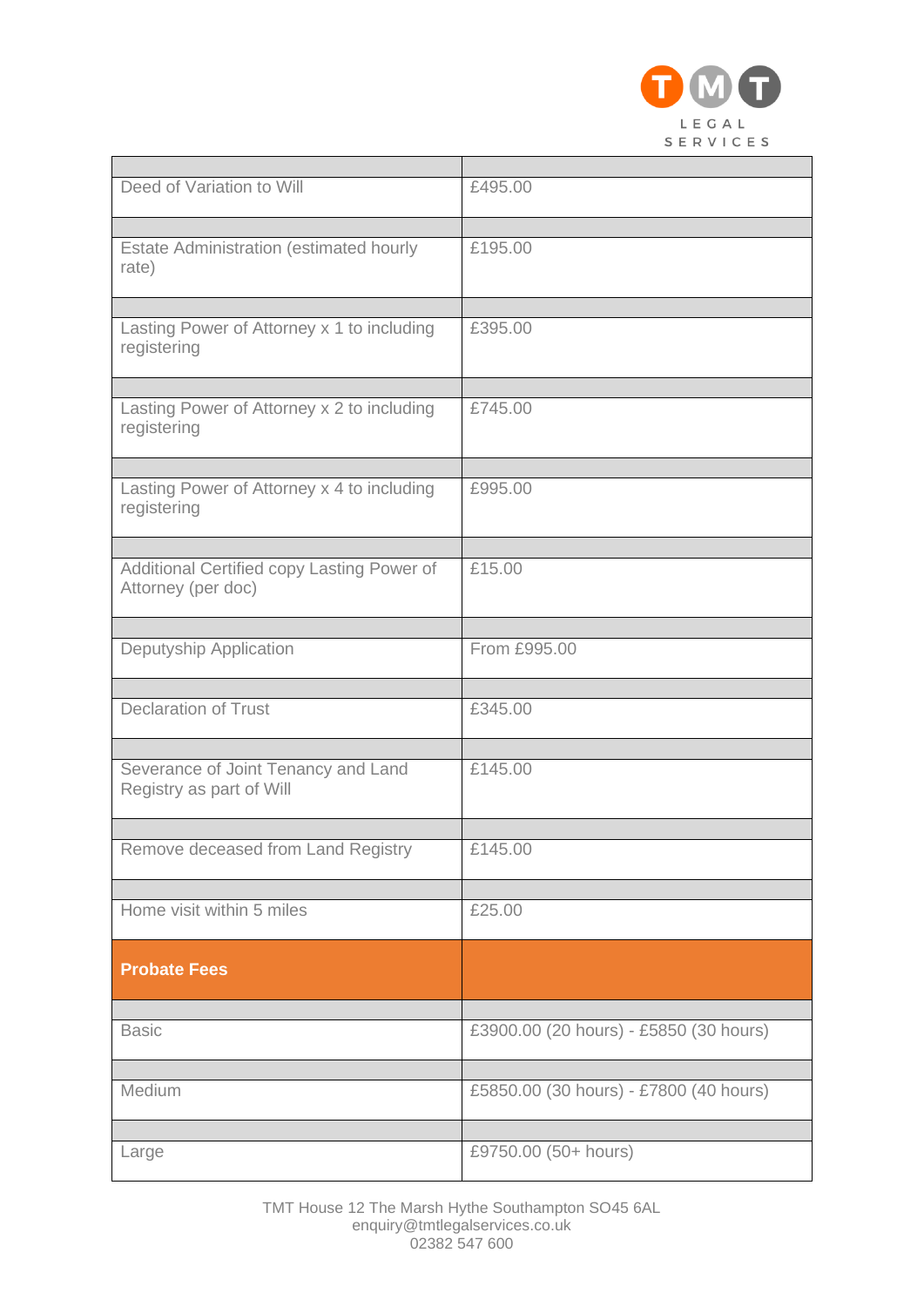| | |
|---|---|
| Deed of Variation to Will | £495.00 |
| Estate Administration (estimated hourly rate) | £195.00 |
| Lasting Power of Attorney x 1 to including registering | £395.00 |
| Lasting Power of Attorney x 2 to including registering | £745.00 |
| Lasting Power of Attorney x 4 to including registering | £995.00 |
| Additional Certified copy Lasting Power of Attorney (per doc) | £15.00 |
| Deputyship Application | From £995.00 |
| Declaration of Trust | £345.00 |
| Severance of Joint Tenancy and Land Registry as part of Will | £145.00 |
| Remove deceased from Land Registry | £145.00 |
| Home visit within 5 miles | £25.00 |
| **Probate Fees** | |
| Basic | £3900.00 (20 hours) - £5850 (30 hours) |
| Medium | £5850.00 (30 hours) - £7800 (40 hours) |
| Large | £9750.00 (50+ hours) |

TMT House 12 The Marsh Hythe Southampton SO45 6AL
enquiry@tmtlegalservices.co.uk
02382 547 600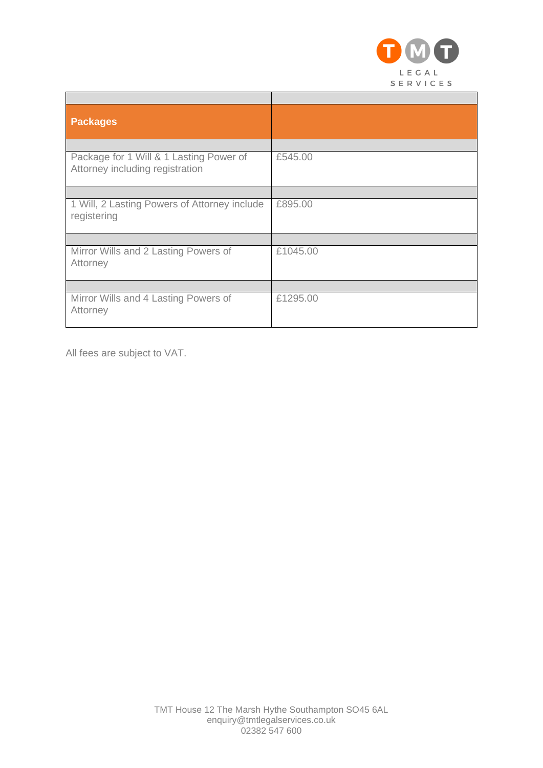| | |
|---|---|
| **Packages** | |
| Package for 1 Will & 1 Lasting Power of Attorney including registration | £545.00 |
| 1 Will, 2 Lasting Powers of Attorney include registering | £895.00 |
| Mirror Wills and 2 Lasting Powers of Attorney | £1045.00 |
| Mirror Wills and 4 Lasting Powers of Attorney | £1295.00 |

All fees are subject to VAT.

TMT House 12 The Marsh Hythe Southampton SO45 6AL
enquiry@tmtlegalservices.co.uk
02382 547 600